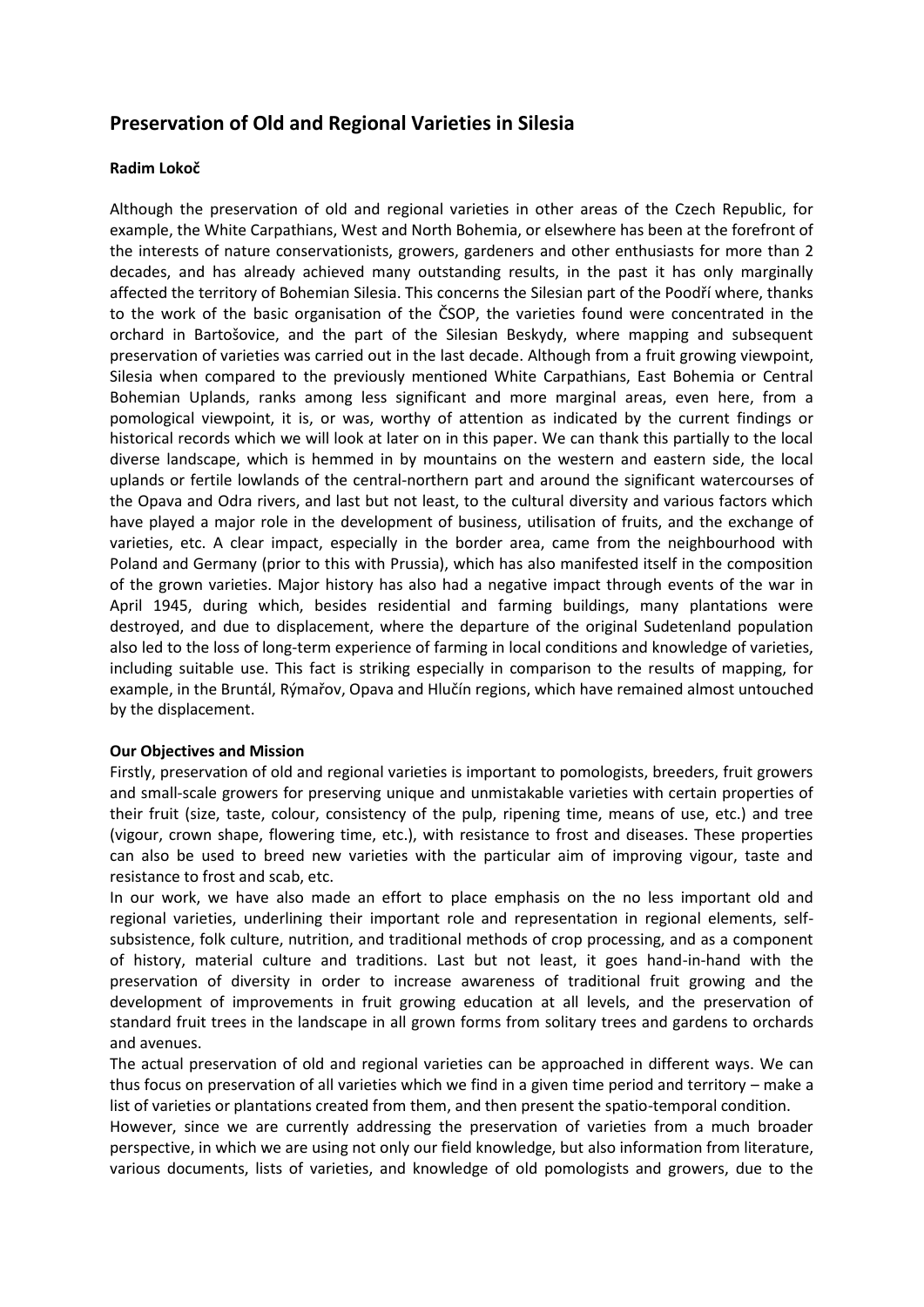# Preservation of Old and Regional Varieties in Silesia

**Radim Lokoč**

Although the preservation of old and regional varieties in other areas of the Czech Republic, for example, the White Carpathians, West and North Bohemia, or elsewhere has been at the forefront of the interests of nature conservationists, growers, gardeners and other enthusiasts for more than 2 decades, and has already achieved many outstanding results, in the past it has only marginally affected the territory of Bohemian Silesia. This concerns the Silesian part of the Poodří where, thanks to the work of the basic organisation of the ČSOP, the varieties found were concentrated in the orchard in Bartošovice, and the part of the Silesian Beskydy, where mapping and subsequent preservation of varieties was carried out in the last decade. Although from a fruit growing viewpoint, Silesia when compared to the previously mentioned White Carpathians, East Bohemia or Central Bohemian Uplands, ranks among less significant and more marginal areas, even here, from a pomological viewpoint, it is, or was, worthy of attention as indicated by the current findings or historical records which we will look at later on in this paper. We can thank this partially to the local diverse landscape, which is hemmed in by mountains on the western and eastern side, the local uplands or fertile lowlands of the central-northern part and around the significant watercourses of the Opava and Odra rivers, and last but not least, to the cultural diversity and various factors which have played a major role in the development of business, utilisation of fruits, and the exchange of varieties, etc. A clear impact, especially in the border area, came from the neighbourhood with Poland and Germany (prior to this with Prussia), which has also manifested itself in the composition of the grown varieties. Major history has also had a negative impact through events of the war in April 1945, during which, besides residential and farming buildings, many plantations were destroyed, and due to displacement, where the departure of the original Sudetenland population also led to the loss of long-term experience of farming in local conditions and knowledge of varieties, including suitable use. This fact is striking especially in comparison to the results of mapping, for example, in the Bruntál, Rýmařov, Opava and Hlučín regions, which have remained almost untouched by the displacement.

**Our Objectives and Mission**

Firstly, preservation of old and regional varieties is important to pomologists, breeders, fruit growers and small-scale growers for preserving unique and unmistakable varieties with certain properties of their fruit (size, taste, colour, consistency of the pulp, ripening time, means of use, etc.) and tree (vigour, crown shape, flowering time, etc.), with resistance to frost and diseases. These properties can also be used to breed new varieties with the particular aim of improving vigour, taste and resistance to frost and scab, etc.

In our work, we have also made an effort to place emphasis on the no less important old and regional varieties, underlining their important role and representation in regional elements, self-subsistence, folk culture, nutrition, and traditional methods of crop processing, and as a component of history, material culture and traditions. Last but not least, it goes hand-in-hand with the preservation of diversity in order to increase awareness of traditional fruit growing and the development of improvements in fruit growing education at all levels, and the preservation of standard fruit trees in the landscape in all grown forms from solitary trees and gardens to orchards and avenues.

The actual preservation of old and regional varieties can be approached in different ways. We can thus focus on preservation of all varieties which we find in a given time period and territory – make a list of varieties or plantations created from them, and then present the spatio-temporal condition.

However, since we are currently addressing the preservation of varieties from a much broader perspective, in which we are using not only our field knowledge, but also information from literature, various documents, lists of varieties, and knowledge of old pomologists and growers, due to the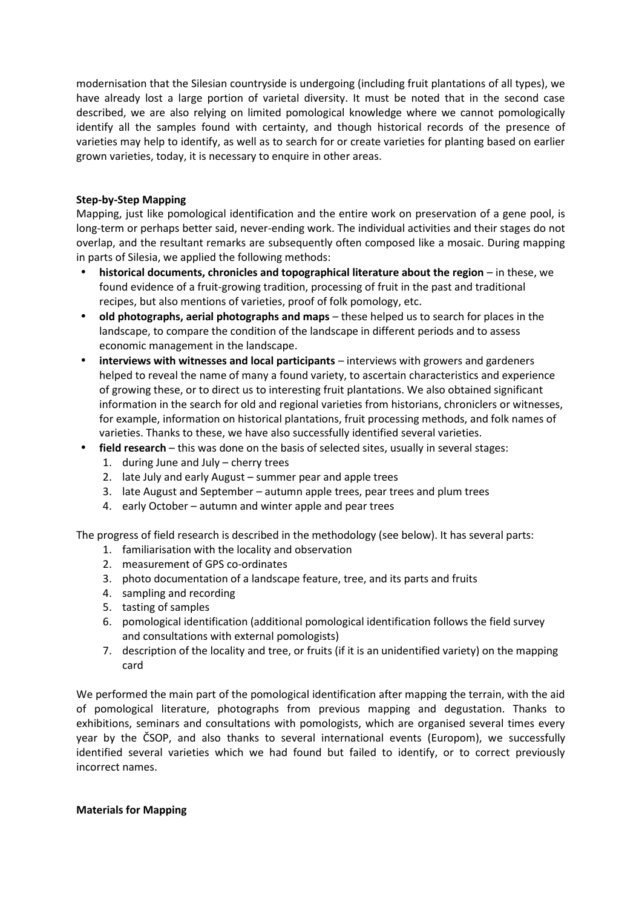modernisation that the Silesian countryside is undergoing (including fruit plantations of all types), we have already lost a large portion of varietal diversity. It must be noted that in the second case described, we are also relying on limited pomological knowledge where we cannot pomologically identify all the samples found with certainty, and though historical records of the presence of varieties may help to identify, as well as to search for or create varieties for planting based on earlier grown varieties, today, it is necessary to enquire in other areas.

**Step-by-Step Mapping**

Mapping, just like pomological identification and the entire work on preservation of a gene pool, is long-term or perhaps better said, never-ending work. The individual activities and their stages do not overlap, and the resultant remarks are subsequently often composed like a mosaic. During mapping in parts of Silesia, we applied the following methods:

- **historical documents, chronicles and topographical literature about the region** – in these, we found evidence of a fruit-growing tradition, processing of fruit in the past and traditional recipes, but also mentions of varieties, proof of folk pomology, etc.
- **old photographs, aerial photographs and maps** – these helped us to search for places in the landscape, to compare the condition of the landscape in different periods and to assess economic management in the landscape.
- **interviews with witnesses and local participants** – interviews with growers and gardeners helped to reveal the name of many a found variety, to ascertain characteristics and experience of growing these, or to direct us to interesting fruit plantations. We also obtained significant information in the search for old and regional varieties from historians, chroniclers or witnesses, for example, information on historical plantations, fruit processing methods, and folk names of varieties. Thanks to these, we have also successfully identified several varieties.
- **field research** – this was done on the basis of selected sites, usually in several stages:
  1. during June and July – cherry trees
  2. late July and early August – summer pear and apple trees
  3. late August and September – autumn apple trees, pear trees and plum trees
  4. early October – autumn and winter apple and pear trees

The progress of field research is described in the methodology (see below). It has several parts:

1. familiarisation with the locality and observation
2. measurement of GPS co-ordinates
3. photo documentation of a landscape feature, tree, and its parts and fruits
4. sampling and recording
5. tasting of samples
6. pomological identification (additional pomological identification follows the field survey and consultations with external pomologists)
7. description of the locality and tree, or fruits (if it is an unidentified variety) on the mapping card

We performed the main part of the pomological identification after mapping the terrain, with the aid of pomological literature, photographs from previous mapping and degustation. Thanks to exhibitions, seminars and consultations with pomologists, which are organised several times every year by the ČSOP, and also thanks to several international events (Europom), we successfully identified several varieties which we had found but failed to identify, or to correct previously incorrect names.

**Materials for Mapping**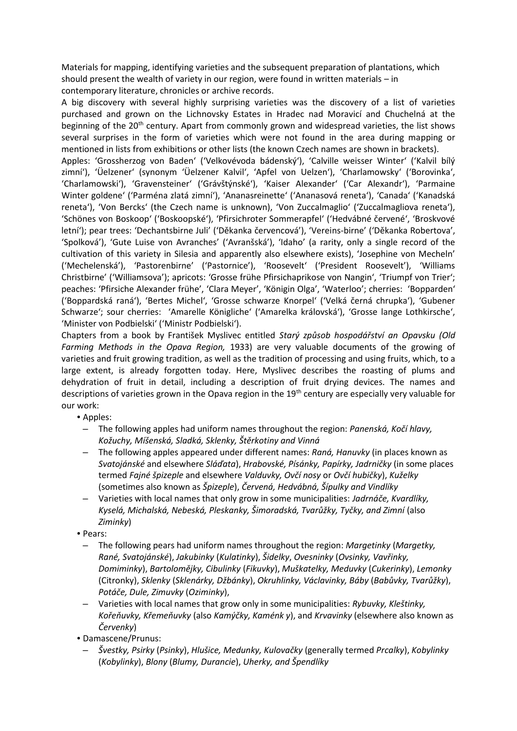Materials for mapping, identifying varieties and the subsequent preparation of plantations, which should present the wealth of variety in our region, were found in written materials – in contemporary literature, chronicles or archive records.

A big discovery with several highly surprising varieties was the discovery of a list of varieties purchased and grown on the Lichnovsky Estates in Hradec nad Moravicí and Chuchelná at the beginning of the 20th century. Apart from commonly grown and widespread varieties, the list shows several surprises in the form of varieties which were not found in the area during mapping or mentioned in lists from exhibitions or other lists (the known Czech names are shown in brackets).

Apples: 'Grossherzog von Baden' ('Velkovévoda bádenský'), 'Calville weisser Winter' ('Kalvil bílý zimní'), 'Üelzener' (synonym 'Üelzener Kalvil', 'Apfel von Uelzen'), 'Charlamowsky' ('Borovinka', 'Charlamowski'), 'Gravensteiner' ('Grávštýnské'), 'Kaiser Alexander' ('Car Alexandr'), 'Parmaine Winter goldene' ('Parména zlatá zimní'), 'Ananasreinette' ('Ananasová reneta'), 'Canada' ('Kanadská reneta'), 'Von Bercks' (the Czech name is unknown), 'Von Zuccalmaglio' ('Zuccalmagliova reneta'), 'Schönes von Boskoop' ('Boskoopské'), 'Pfirsichroter Sommerapfel' ('Hedvábné červené', 'Broskvové letní'); pear trees: 'Dechantsbirne Juli' ('Děkanka červencová'), 'Vereins-birne' ('Děkanka Robertova', 'Spolková'), 'Gute Luise von Avranches' ('Avranšská'), 'Idaho' (a rarity, only a single record of the cultivation of this variety in Silesia and apparently also elsewhere exists), 'Josephine von Mecheln' ('Mechelenská'), 'Pastorenbirne' ('Pastornice'), 'Roosevelt' ('President Roosevelt'), 'Williams Christbirne' ('Williamsova'); apricots: 'Grosse frühe Pfirsichaprikose von Nangin', 'Triumpf von Trier'; peaches: 'Pfirsiche Alexander frühe', 'Clara Meyer', 'Königin Olga', 'Waterloo'; cherries: 'Bopparden' ('Boppardská raná'), 'Bertes Michel', 'Grosse schwarze Knorpel' ('Velká černá chrupka'), 'Gubener Schwarze'; sour cherries: 'Amarelle Königliche' ('Amarelka královská'), 'Grosse lange Lothkirsche', 'Minister von Podbielski' ('Ministr Podbielski').

Chapters from a book by František Myslivec entitled *Starý způsob hospodářství an Opavsku (Old Farming Methods in the Opava Region,* 1933) are very valuable documents of the growing of varieties and fruit growing tradition, as well as the tradition of processing and using fruits, which, to a large extent, is already forgotten today. Here, Myslivec describes the roasting of plums and dehydration of fruit in detail, including a description of fruit drying devices. The names and descriptions of varieties grown in the Opava region in the 19th century are especially very valuable for our work:

- Apples:
  - The following apples had uniform names throughout the region: *Panenská, Kočí hlavy, Kožuchy, Míšenská, Sladká, Sklenky, Štěrkotiny and Vinná*
  - The following apples appeared under different names: *Raná, Hanuvky* (in places known as *Svatojánské* and elsewhere *Sláďata*), *Hrabovské, Písánky, Papírky, Jadrničky* (in some places termed *Fajné špizeple* and elsewhere *Valduvky, Ovčí nosy* or *Ovčí hubičky*), *Kuželky* (sometimes also known as *Špizeple*), *Červená, Hedvábná, Šípulky and Vindlíky*
  - Varieties with local names that only grow in some municipalities: *Jadrnáče, Kvardlíky, Kyselá, Michalská, Nebeská, Pleskanky, Šimoradská, Tvarůžky, Tyčky, and Zimní* (also *Ziminky*)
- Pears:
  - The following pears had uniform names throughout the region: *Margetinky* (*Margetky, Rané, Svatojánské*), *Jakubinky* (*Kulatinky*), *Šidelky*, *Ovesninky* (*Ovsinky, Vavřinky, Domiminky*), *Bartolomějky, Cibulinky* (*Fikuvky*), *Muškatelky, Meduvky* (*Cukerinky*), *Lemonky* (Citronky), *Sklenky* (*Sklenárky, Džbánky*), *Okruhlinky, Václavinky, Báby* (*Babůvky, Tvarůžky*), *Potáče, Dule, Zimuvky* (*Oziminky*),
  - Varieties with local names that grow only in some municipalities: *Rybuvky, Kleštinky, Kořeňuvky, Křemeňuvky* (also *Kamýčky, Kamének y*), and *Krvavinky* (elsewhere also known as *Červenky*)
- Damascene/Prunus:
  - *Švestky, Psirky* (*Psinky*), *Hlušice, Medunky, Kulovačky* (generally termed *Prcalky*), *Kobylinky* (*Kobylinky*), *Blony* (*Blumy, Durancie*), *Uherky, and Špendlíky*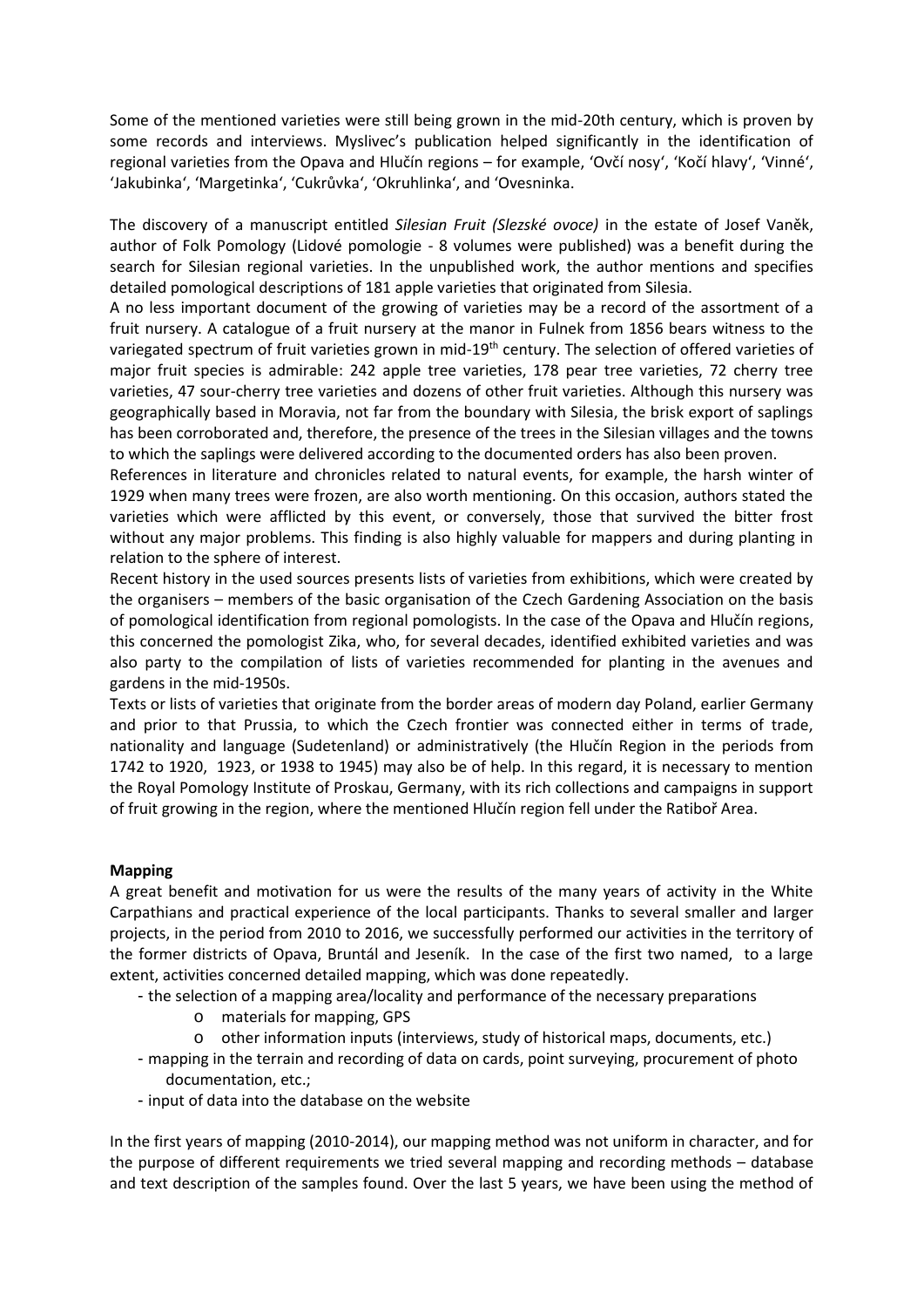Some of the mentioned varieties were still being grown in the mid-20th century, which is proven by some records and interviews. Myslivec's publication helped significantly in the identification of regional varieties from the Opava and Hlučín regions – for example, 'Ovčí nosy', 'Kočí hlavy', 'Vinné', 'Jakubinka', 'Margetinka', 'Cukrůvka', 'Okruhlinka', and 'Ovesninka.

The discovery of a manuscript entitled *Silesian Fruit (Slezské ovoce)* in the estate of Josef Vaněk, author of Folk Pomology (Lidové pomologie - 8 volumes were published) was a benefit during the search for Silesian regional varieties. In the unpublished work, the author mentions and specifies detailed pomological descriptions of 181 apple varieties that originated from Silesia.

A no less important document of the growing of varieties may be a record of the assortment of a fruit nursery. A catalogue of a fruit nursery at the manor in Fulnek from 1856 bears witness to the variegated spectrum of fruit varieties grown in mid-19th century. The selection of offered varieties of major fruit species is admirable: 242 apple tree varieties, 178 pear tree varieties, 72 cherry tree varieties, 47 sour-cherry tree varieties and dozens of other fruit varieties. Although this nursery was geographically based in Moravia, not far from the boundary with Silesia, the brisk export of saplings has been corroborated and, therefore, the presence of the trees in the Silesian villages and the towns to which the saplings were delivered according to the documented orders has also been proven.

References in literature and chronicles related to natural events, for example, the harsh winter of 1929 when many trees were frozen, are also worth mentioning. On this occasion, authors stated the varieties which were afflicted by this event, or conversely, those that survived the bitter frost without any major problems. This finding is also highly valuable for mappers and during planting in relation to the sphere of interest.

Recent history in the used sources presents lists of varieties from exhibitions, which were created by the organisers – members of the basic organisation of the Czech Gardening Association on the basis of pomological identification from regional pomologists. In the case of the Opava and Hlučín regions, this concerned the pomologist Zika, who, for several decades, identified exhibited varieties and was also party to the compilation of lists of varieties recommended for planting in the avenues and gardens in the mid-1950s.

Texts or lists of varieties that originate from the border areas of modern day Poland, earlier Germany and prior to that Prussia, to which the Czech frontier was connected either in terms of trade, nationality and language (Sudetenland) or administratively (the Hlučín Region in the periods from 1742 to 1920, 1923, or 1938 to 1945) may also be of help. In this regard, it is necessary to mention the Royal Pomology Institute of Proskau, Germany, with its rich collections and campaigns in support of fruit growing in the region, where the mentioned Hlučín region fell under the Ratiboř Area.

**Mapping**

A great benefit and motivation for us were the results of the many years of activity in the White Carpathians and practical experience of the local participants. Thanks to several smaller and larger projects, in the period from 2010 to 2016, we successfully performed our activities in the territory of the former districts of Opava, Bruntál and Jeseník. In the case of the first two named, to a large extent, activities concerned detailed mapping, which was done repeatedly.

- the selection of a mapping area/locality and performance of the necessary preparations
    - materials for mapping, GPS
    - other information inputs (interviews, study of historical maps, documents, etc.)
- mapping in the terrain and recording of data on cards, point surveying, procurement of photo documentation, etc.;
- input of data into the database on the website

In the first years of mapping (2010-2014), our mapping method was not uniform in character, and for the purpose of different requirements we tried several mapping and recording methods – database and text description of the samples found. Over the last 5 years, we have been using the method of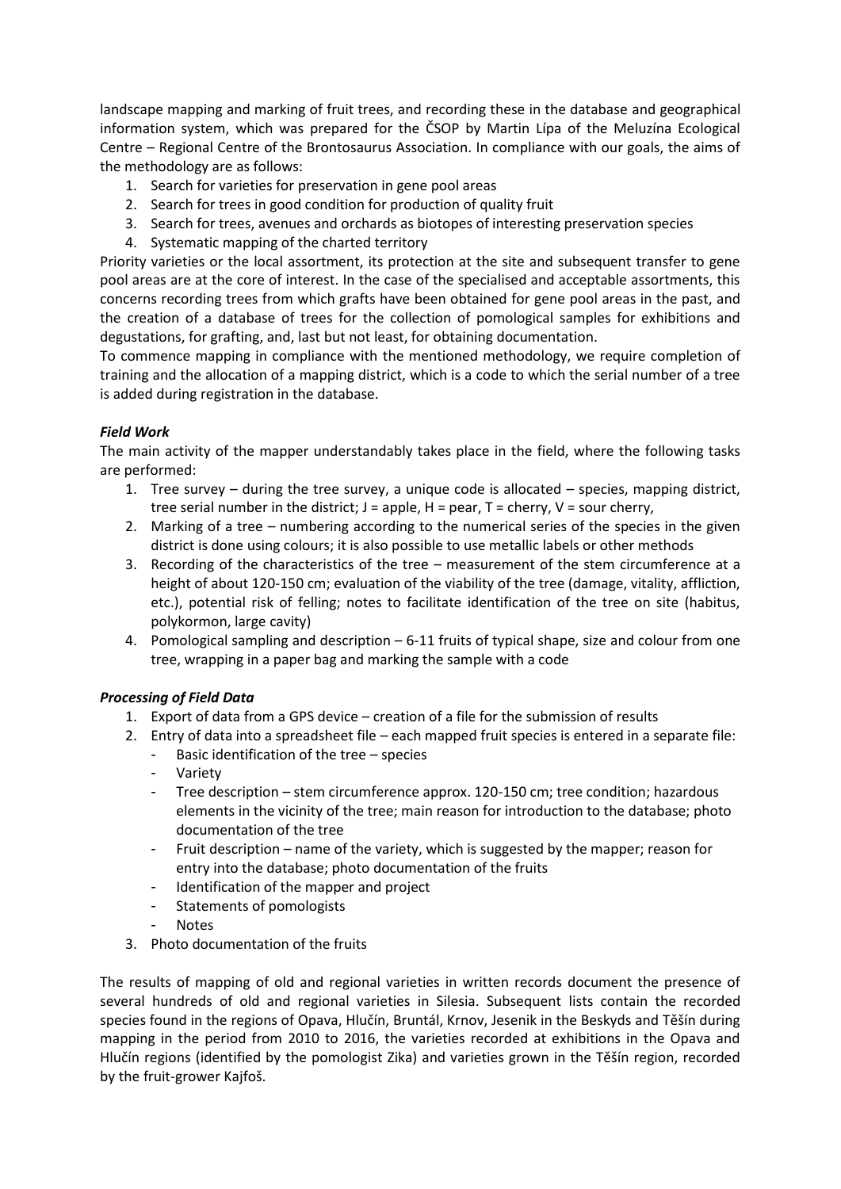landscape mapping and marking of fruit trees, and recording these in the database and geographical information system, which was prepared for the ČSOP by Martin Lípa of the Meluzína Ecological Centre – Regional Centre of the Brontosaurus Association. In compliance with our goals, the aims of the methodology are as follows:

1. Search for varieties for preservation in gene pool areas
2. Search for trees in good condition for production of quality fruit
3. Search for trees, avenues and orchards as biotopes of interesting preservation species
4. Systematic mapping of the charted territory

Priority varieties or the local assortment, its protection at the site and subsequent transfer to gene pool areas are at the core of interest. In the case of the specialised and acceptable assortments, this concerns recording trees from which grafts have been obtained for gene pool areas in the past, and the creation of a database of trees for the collection of pomological samples for exhibitions and degustations, for grafting, and, last but not least, for obtaining documentation.

To commence mapping in compliance with the mentioned methodology, we require completion of training and the allocation of a mapping district, which is a code to which the serial number of a tree is added during registration in the database.

***Field Work***

The main activity of the mapper understandably takes place in the field, where the following tasks are performed:

1. Tree survey – during the tree survey, a unique code is allocated – species, mapping district, tree serial number in the district; J = apple, H = pear, T = cherry, V = sour cherry,
2. Marking of a tree – numbering according to the numerical series of the species in the given district is done using colours; it is also possible to use metallic labels or other methods
3. Recording of the characteristics of the tree – measurement of the stem circumference at a height of about 120-150 cm; evaluation of the viability of the tree (damage, vitality, affliction, etc.), potential risk of felling; notes to facilitate identification of the tree on site (habitus, polykormon, large cavity)
4. Pomological sampling and description – 6-11 fruits of typical shape, size and colour from one tree, wrapping in a paper bag and marking the sample with a code

***Processing of Field Data***

1. Export of data from a GPS device – creation of a file for the submission of results
2. Entry of data into a spreadsheet file – each mapped fruit species is entered in a separate file:
   - Basic identification of the tree – species
   - Variety
   - Tree description – stem circumference approx. 120-150 cm; tree condition; hazardous elements in the vicinity of the tree; main reason for introduction to the database; photo documentation of the tree
   - Fruit description – name of the variety, which is suggested by the mapper; reason for entry into the database; photo documentation of the fruits
   - Identification of the mapper and project
   - Statements of pomologists
   - Notes
3. Photo documentation of the fruits

The results of mapping of old and regional varieties in written records document the presence of several hundreds of old and regional varieties in Silesia. Subsequent lists contain the recorded species found in the regions of Opava, Hlučín, Bruntál, Krnov, Jesenik in the Beskyds and Těšín during mapping in the period from 2010 to 2016, the varieties recorded at exhibitions in the Opava and Hlučín regions (identified by the pomologist Zika) and varieties grown in the Těšín region, recorded by the fruit-grower Kajfoš.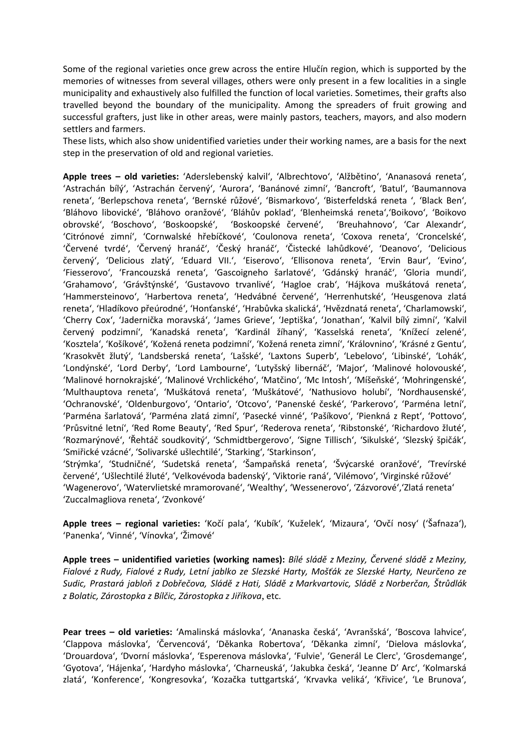Some of the regional varieties once grew across the entire Hlučín region, which is supported by the memories of witnesses from several villages, others were only present in a few localities in a single municipality and exhaustively also fulfilled the function of local varieties. Sometimes, their grafts also travelled beyond the boundary of the municipality. Among the spreaders of fruit growing and successful grafters, just like in other areas, were mainly pastors, teachers, mayors, and also modern settlers and farmers.

These lists, which also show unidentified varieties under their working names, are a basis for the next step in the preservation of old and regional varieties.

**Apple trees – old varieties:** 'Aderslebenský kalvil', 'Albrechtovo', 'Alžbětino', 'Ananasová reneta', 'Astrachán bílý', 'Astrachán červený', 'Aurora', 'Banánové zimní', 'Bancroft', 'Batul', 'Baumannova reneta', 'Berlepschova reneta', 'Bernské růžové', 'Bismarkovo', 'Bisterfeldská reneta ', 'Black Ben', 'Bláhovo libovické', 'Bláhovo oranžové', 'Bláhův poklad', 'Blenheimská reneta','Boikovo', 'Boikovo obrovské', 'Boschovo', 'Boskoopské', 'Boskoopské červené', 'Breuhahnovo', 'Car Alexandr', 'Citrónové zimní', 'Cornwalské hřebíčkové', 'Coulonova reneta', 'Coxova reneta', 'Croncelské', 'Červené tvrdé', 'Červený hranáč', 'Český hranáč', 'Čistecké lahůdkové', 'Deanovo', 'Delicious červený', 'Delicious zlatý', 'Eduard VII.', 'Eiserovo', 'Ellisonova reneta', 'Ervin Baur', 'Evino', 'Fiesserovo', 'Francouzská reneta', 'Gascoigneho šarlatové', 'Gdánský hranáč', 'Gloria mundi', 'Grahamovo', 'Grávštýnské', 'Gustavovo trvanlivé', 'Hagloe crab', 'Hájkova muškátová reneta', 'Hammersteinovo', 'Harbertova reneta', 'Hedvábné červené', 'Herrenhutské', 'Heusgenova zlatá reneta', 'Hladíkovo přeúrodné', 'Honťanské', 'Hrabůvka skalická', 'Hvězdnatá reneta', 'Charlamowski', 'Cherry Cox', 'Jaderníčka moravská', 'James Grieve', 'Jeptiška', 'Jonathan', 'Kalvil bílý zimní', 'Kalvil červený podzimní', 'Kanadská reneta', 'Kardinál žíhaný', 'Kasselská reneta', 'Knížecí zelené', 'Kosztela', 'Košíkové', 'Kožená reneta podzimní', 'Kožená reneta zimní', 'Královnino', 'Krásné z Gentu', 'Krasokvět žlutý', 'Landsberská reneta', 'Lašské', 'Laxtons Superb', 'Lebelovo', 'Libinské', 'Lohák', 'Londýnské', 'Lord Derby', 'Lord Lambourne', 'Lutyšský liberňáč', 'Major', 'Malinové holovouské', 'Malinové hornokrajské', 'Malinové Vrchlického', 'Matčino', 'Mc Intosh', 'Míšeňské', 'Mohringenské', 'Multhauptova reneta', 'Muškátová reneta', 'Muškátové', 'Nathusiovo holubí', 'Nordhausenské', 'Ochranovské', 'Oldenburgovo', 'Ontario', 'Otcovo', 'Panenské české', 'Parkerovo', 'Parména letní', 'Parména šarlatová', 'Parména zlatá zimní', 'Pasecké vinné', 'Pašíkovo', 'Pienkná z Rept', 'Pottovo', 'Průsvitné letní', 'Red Rome Beauty', 'Red Spur', 'Rederova reneta', 'Ribstonské', 'Richardovo žluté', 'Rozmarýnové', 'Řehtáč soudkovitý', 'Schmidtbergerovo', 'Signe Tillisch', 'Sikulské', 'Slezský špičák', 'Smiřické vzácné', 'Solivarské ušlechtilé', 'Starking', 'Starkinson',
'Strýmka', 'Studničné', 'Sudetská reneta', 'Šampaňská reneta', 'Švýcarské oranžové', 'Trevírské červené', 'Ušlechtilé žluté', 'Velkovévoda badenský', 'Viktorie raná', 'Vilémovo', 'Virginské růžové'
'Wagenerovo', 'Watervlietské mramorované', 'Wealthy', 'Wessenerovo', 'Zázvorové','Zlatá reneta'
'Zuccalmagliova reneta', 'Zvonkové'

**Apple trees – regional varieties:** 'Kočí pala', 'Kubík', 'Kuželek', 'Mizaura', 'Ovčí nosy' ('Šafnaza'), 'Panenka', 'Vinné', 'Vínovka', 'Žimové'

**Apple trees – unidentified varieties (working names):** *Bílé sládě z Meziny, Červené sládě z Meziny, Fialové z Rudy, Fialové z Rudy, Letní jablko ze Slezské Harty, Mošťák ze Slezské Harty, Neurčeno ze Sudic, Prastará jabloň z Dobřečova, Sládě z Hati, Sládě z Markvartovic, Sládě z Norberčan, Štrůdlák z Bolatic, Zárostopka z Bílčic, Zárostopka z Jiříkova*, etc.

**Pear trees – old varieties:** 'Amalinská máslovka', 'Ananaska česká', 'Avranšská', 'Boscova lahvice', 'Clappova máslovka', 'Červencová', 'Děkanka Robertova', 'Děkanka zimní', 'Dielova máslovka', 'Drouardova', 'Dvorní máslovka', 'Esperenova máslovka', 'Fulvie', 'Generál Le Clerc', 'Grosdemange', 'Gyotova', 'Hájenka', 'Hardyho máslovka', 'Charneuská', 'Jakubka česká', 'Jeanne D' Arc', 'Kolmarská zlatá', 'Konference', 'Kongresovka', 'Kozačka tuttgartská', 'Krvavka veliká', 'Křivice', 'Le Brunova',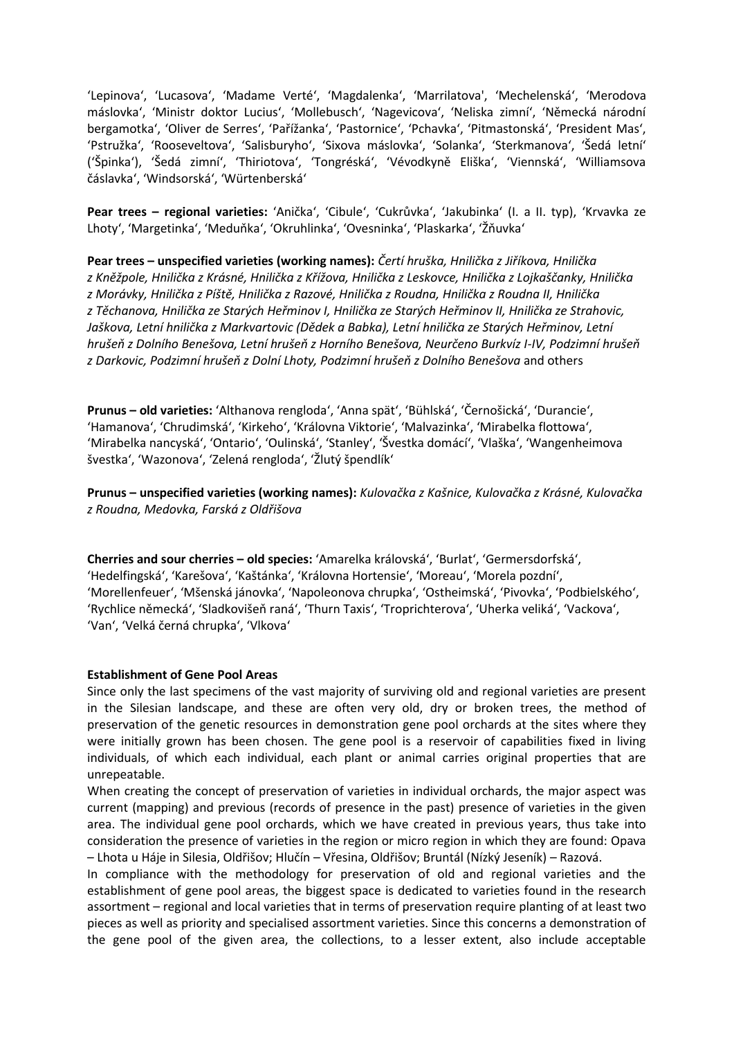'Lepinova', 'Lucasova', 'Madame Verté', 'Magdalenka', 'Marrilatova', 'Mechelenská', 'Merodova máslovka', 'Ministr doktor Lucius', 'Mollebusch', 'Nagevicova', 'Neliska zimní', 'Německá národní bergamotka', 'Oliver de Serres', 'Pařížanka', 'Pastornice', 'Pchavka', 'Pitmastonská', 'President Mas', 'Pstružka', 'Rooseveltova', 'Salisburyho', 'Sixova máslovka', 'Solanka', 'Sterkmanova', 'Šedá letní' ('Špinka'), 'Šedá zimní', 'Thiriotova', 'Tongréská', 'Vévodkyně Eliška', 'Viennská', 'Williamsova čáslavka', 'Windsorská', 'Würtenberská'

**Pear trees – regional varieties:** 'Anička', 'Cibule', 'Cukrůvka', 'Jakubinka' (I. a II. typ), 'Krvavka ze Lhoty', 'Margetinka', 'Meduňka', 'Okruhlinka', 'Ovesninka', 'Plaskarka', 'Žňuvka'

**Pear trees – unspecified varieties (working names):** *Čertí hruška, Hnilička z Jiříkova, Hnilička z Kněžpole, Hnilička z Krásné, Hnilička z Křížova, Hnilička z Leskovce, Hnilička z Lojkaščanky, Hnilička z Morávky, Hnilička z Píště, Hnilička z Razové, Hnilička z Roudna, Hnilička z Roudna II, Hnilička z Těchanova, Hnilička ze Starých Heřminov I, Hnilička ze Starých Heřminov II, Hnilička ze Strahovic, Jaškova, Letní hnilička z Markvartovic (Dědek a Babka), Letní hnilička ze Starých Heřminov, Letní hrušeň z Dolního Benešova, Letní hrušeň z Horního Benešova, Neurčeno Burkvíz I-IV, Podzimní hrušeň z Darkovic, Podzimní hrušeň z Dolní Lhoty, Podzimní hrušeň z Dolního Benešova* and others

**Prunus – old varieties:** 'Althanova rengloda', 'Anna spät', 'Bühlská', 'Černošická', 'Durancie', 'Hamanova', 'Chrudimská', 'Kirkeho', 'Královna Viktorie', 'Malvazinka', 'Mirabelka flottowa', 'Mirabelka nancyská', 'Ontario', 'Oulinská', 'Stanley', 'Švestka domácí', 'Vlaška', 'Wangenheimova švestka', 'Wazonova', 'Zelená rengloda', 'Žlutý špendlík'

**Prunus – unspecified varieties (working names):** *Kulovačka z Kašnice, Kulovačka z Krásné, Kulovačka z Roudna, Medovka, Farská z Oldřišova*

**Cherries and sour cherries – old species:** 'Amarelka královská', 'Burlat', 'Germersdorfská', 'Hedelfingská', 'Karešova', 'Kaštánka', 'Královna Hortensie', 'Moreau', 'Morela pozdní', 'Morellenfeuer', 'Mšenská jánovka', 'Napoleonova chrupka', 'Ostheimská', 'Pivovka', 'Podbielského', 'Rychlice německá', 'Sladkovišeň raná', 'Thurn Taxis', 'Troprichterova', 'Uherka veliká', 'Vackova', 'Van', 'Velká černá chrupka', 'Vlkova'

**Establishment of Gene Pool Areas**

Since only the last specimens of the vast majority of surviving old and regional varieties are present in the Silesian landscape, and these are often very old, dry or broken trees, the method of preservation of the genetic resources in demonstration gene pool orchards at the sites where they were initially grown has been chosen. The gene pool is a reservoir of capabilities fixed in living individuals, of which each individual, each plant or animal carries original properties that are unrepeatable.

When creating the concept of preservation of varieties in individual orchards, the major aspect was current (mapping) and previous (records of presence in the past) presence of varieties in the given area. The individual gene pool orchards, which we have created in previous years, thus take into consideration the presence of varieties in the region or micro region in which they are found: Opava – Lhota u Háje in Silesia, Oldřišov; Hlučín – Vřesina, Oldřišov; Bruntál (Nízký Jeseník) – Razová.

In compliance with the methodology for preservation of old and regional varieties and the establishment of gene pool areas, the biggest space is dedicated to varieties found in the research assortment – regional and local varieties that in terms of preservation require planting of at least two pieces as well as priority and specialised assortment varieties. Since this concerns a demonstration of the gene pool of the given area, the collections, to a lesser extent, also include acceptable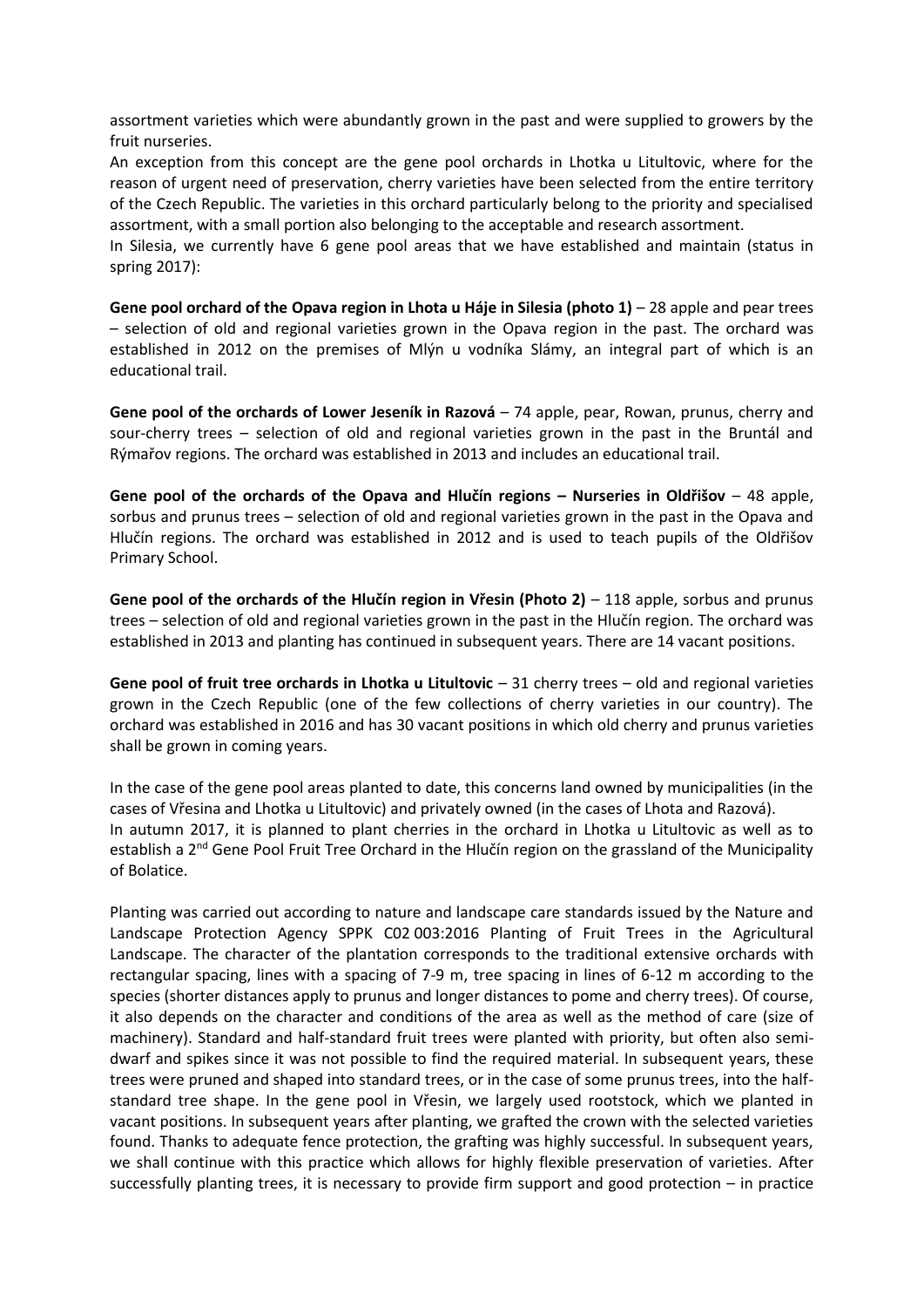assortment varieties which were abundantly grown in the past and were supplied to growers by the fruit nurseries.

An exception from this concept are the gene pool orchards in Lhotka u Litultovic, where for the reason of urgent need of preservation, cherry varieties have been selected from the entire territory of the Czech Republic. The varieties in this orchard particularly belong to the priority and specialised assortment, with a small portion also belonging to the acceptable and research assortment.

In Silesia, we currently have 6 gene pool areas that we have established and maintain (status in spring 2017):

**Gene pool orchard of the Opava region in Lhota u Háje in Silesia (photo 1)** – 28 apple and pear trees – selection of old and regional varieties grown in the Opava region in the past. The orchard was established in 2012 on the premises of Mlýn u vodníka Slámy, an integral part of which is an educational trail.

**Gene pool of the orchards of Lower Jeseník in Razová** – 74 apple, pear, Rowan, prunus, cherry and sour-cherry trees – selection of old and regional varieties grown in the past in the Bruntál and Rýmařov regions. The orchard was established in 2013 and includes an educational trail.

**Gene pool of the orchards of the Opava and Hlučín regions – Nurseries in Oldřišov** – 48 apple, sorbus and prunus trees – selection of old and regional varieties grown in the past in the Opava and Hlučín regions. The orchard was established in 2012 and is used to teach pupils of the Oldřišov Primary School.

**Gene pool of the orchards of the Hlučín region in Vřesin (Photo 2)** – 118 apple, sorbus and prunus trees – selection of old and regional varieties grown in the past in the Hlučín region. The orchard was established in 2013 and planting has continued in subsequent years. There are 14 vacant positions.

**Gene pool of fruit tree orchards in Lhotka u Litultovic** – 31 cherry trees – old and regional varieties grown in the Czech Republic (one of the few collections of cherry varieties in our country). The orchard was established in 2016 and has 30 vacant positions in which old cherry and prunus varieties shall be grown in coming years.

In the case of the gene pool areas planted to date, this concerns land owned by municipalities (in the cases of Vřesina and Lhotka u Litultovic) and privately owned (in the cases of Lhota and Razová).

In autumn 2017, it is planned to plant cherries in the orchard in Lhotka u Litultovic as well as to establish a 2nd Gene Pool Fruit Tree Orchard in the Hlučín region on the grassland of the Municipality of Bolatice.

Planting was carried out according to nature and landscape care standards issued by the Nature and Landscape Protection Agency SPPK C02 003:2016 Planting of Fruit Trees in the Agricultural Landscape. The character of the plantation corresponds to the traditional extensive orchards with rectangular spacing, lines with a spacing of 7-9 m, tree spacing in lines of 6-12 m according to the species (shorter distances apply to prunus and longer distances to pome and cherry trees). Of course, it also depends on the character and conditions of the area as well as the method of care (size of machinery). Standard and half-standard fruit trees were planted with priority, but often also semi-dwarf and spikes since it was not possible to find the required material. In subsequent years, these trees were pruned and shaped into standard trees, or in the case of some prunus trees, into the half-standard tree shape. In the gene pool in Vřesin, we largely used rootstock, which we planted in vacant positions. In subsequent years after planting, we grafted the crown with the selected varieties found. Thanks to adequate fence protection, the grafting was highly successful. In subsequent years, we shall continue with this practice which allows for highly flexible preservation of varieties. After successfully planting trees, it is necessary to provide firm support and good protection – in practice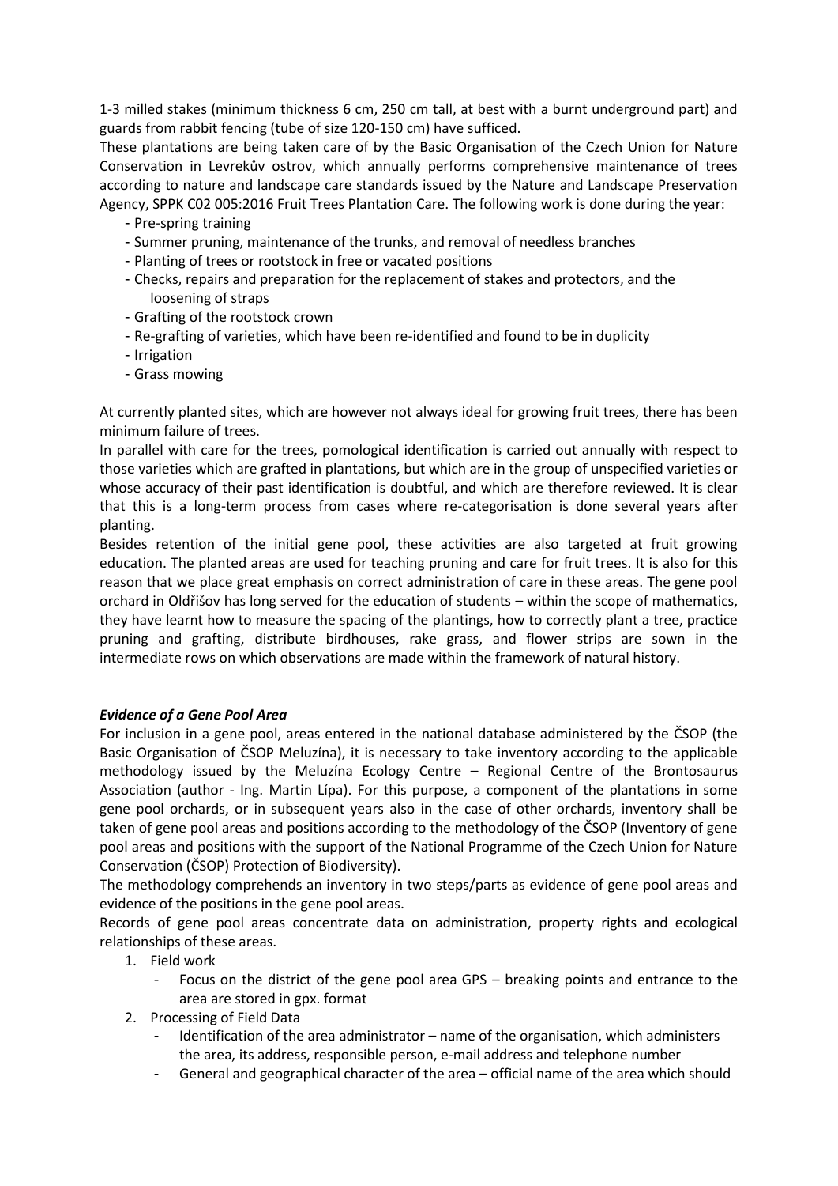1-3 milled stakes (minimum thickness 6 cm, 250 cm tall, at best with a burnt underground part) and guards from rabbit fencing (tube of size 120-150 cm) have sufficed.

These plantations are being taken care of by the Basic Organisation of the Czech Union for Nature Conservation in Levrekův ostrov, which annually performs comprehensive maintenance of trees according to nature and landscape care standards issued by the Nature and Landscape Preservation Agency, SPPK C02 005:2016 Fruit Trees Plantation Care. The following work is done during the year:

- Pre-spring training
- Summer pruning, maintenance of the trunks, and removal of needless branches
- Planting of trees or rootstock in free or vacated positions
- Checks, repairs and preparation for the replacement of stakes and protectors, and the loosening of straps
- Grafting of the rootstock crown
- Re-grafting of varieties, which have been re-identified and found to be in duplicity
- Irrigation
- Grass mowing

At currently planted sites, which are however not always ideal for growing fruit trees, there has been minimum failure of trees.

In parallel with care for the trees, pomological identification is carried out annually with respect to those varieties which are grafted in plantations, but which are in the group of unspecified varieties or whose accuracy of their past identification is doubtful, and which are therefore reviewed. It is clear that this is a long-term process from cases where re-categorisation is done several years after planting.

Besides retention of the initial gene pool, these activities are also targeted at fruit growing education. The planted areas are used for teaching pruning and care for fruit trees. It is also for this reason that we place great emphasis on correct administration of care in these areas. The gene pool orchard in Oldřišov has long served for the education of students – within the scope of mathematics, they have learnt how to measure the spacing of the plantings, how to correctly plant a tree, practice pruning and grafting, distribute birdhouses, rake grass, and flower strips are sown in the intermediate rows on which observations are made within the framework of natural history.

### *Evidence of a Gene Pool Area*

For inclusion in a gene pool, areas entered in the national database administered by the ČSOP (the Basic Organisation of ČSOP Meluzína), it is necessary to take inventory according to the applicable methodology issued by the Meluzína Ecology Centre – Regional Centre of the Brontosaurus Association (author - Ing. Martin Lípa). For this purpose, a component of the plantations in some gene pool orchards, or in subsequent years also in the case of other orchards, inventory shall be taken of gene pool areas and positions according to the methodology of the ČSOP (Inventory of gene pool areas and positions with the support of the National Programme of the Czech Union for Nature Conservation (ČSOP) Protection of Biodiversity).

The methodology comprehends an inventory in two steps/parts as evidence of gene pool areas and evidence of the positions in the gene pool areas.

Records of gene pool areas concentrate data on administration, property rights and ecological relationships of these areas.

1. Field work
   - Focus on the district of the gene pool area GPS – breaking points and entrance to the area are stored in gpx. format
2. Processing of Field Data
   - Identification of the area administrator – name of the organisation, which administers the area, its address, responsible person, e-mail address and telephone number
   - General and geographical character of the area – official name of the area which should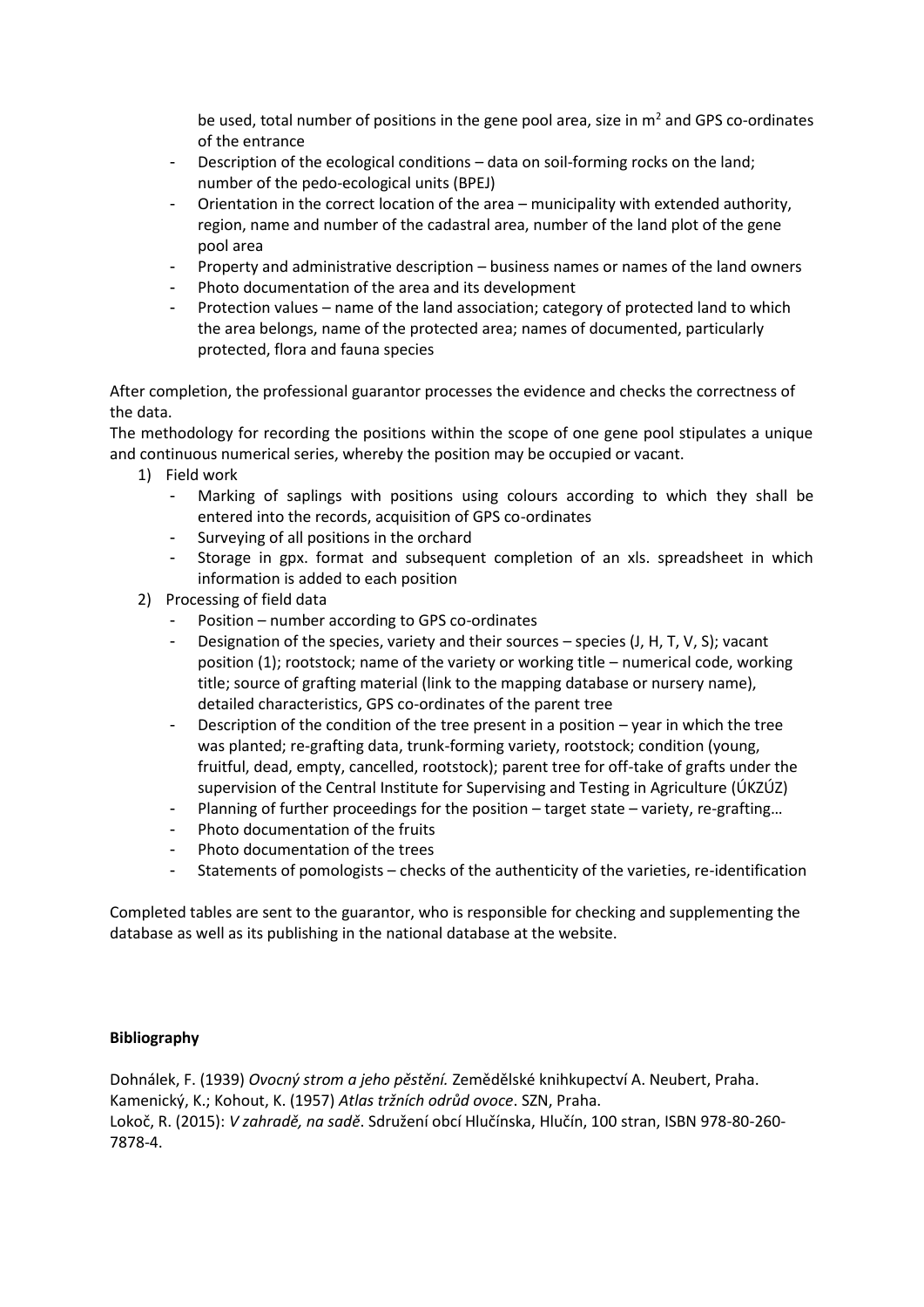be used, total number of positions in the gene pool area, size in $m^2$ and GPS co-ordinates of the entrance

- Description of the ecological conditions – data on soil-forming rocks on the land; number of the pedo-ecological units (BPEJ)
- Orientation in the correct location of the area – municipality with extended authority, region, name and number of the cadastral area, number of the land plot of the gene pool area
- Property and administrative description – business names or names of the land owners
- Photo documentation of the area and its development
- Protection values – name of the land association; category of protected land to which the area belongs, name of the protected area; names of documented, particularly protected, flora and fauna species

After completion, the professional guarantor processes the evidence and checks the correctness of the data.

The methodology for recording the positions within the scope of one gene pool stipulates a unique and continuous numerical series, whereby the position may be occupied or vacant.

1) Field work
   - Marking of saplings with positions using colours according to which they shall be entered into the records, acquisition of GPS co-ordinates
   - Surveying of all positions in the orchard
   - Storage in gpx. format and subsequent completion of an xls. spreadsheet in which information is added to each position
2) Processing of field data
   - Position – number according to GPS co-ordinates
   - Designation of the species, variety and their sources – species (J, H, T, V, S); vacant position (1); rootstock; name of the variety or working title – numerical code, working title; source of grafting material (link to the mapping database or nursery name), detailed characteristics, GPS co-ordinates of the parent tree
   - Description of the condition of the tree present in a position – year in which the tree was planted; re-grafting data, trunk-forming variety, rootstock; condition (young, fruitful, dead, empty, cancelled, rootstock); parent tree for off-take of grafts under the supervision of the Central Institute for Supervising and Testing in Agriculture (ÚKZÚZ)
   - Planning of further proceedings for the position – target state – variety, re-grafting…
   - Photo documentation of the fruits
   - Photo documentation of the trees
   - Statements of pomologists – checks of the authenticity of the varieties, re-identification

Completed tables are sent to the guarantor, who is responsible for checking and supplementing the database as well as its publishing in the national database at the website.

**Bibliography**

Dohnálek, F. (1939) *Ovocný strom a jeho pěstění.* Zemědělské knihkupectví A. Neubert, Praha.
Kamenický, K.; Kohout, K. (1957) *Atlas tržních odrůd ovoce*. SZN, Praha.
Lokoč, R. (2015): *V zahradě, na sadě*. Sdružení obcí Hlučínska, Hlučín, 100 stran, ISBN 978-80-260-7878-4.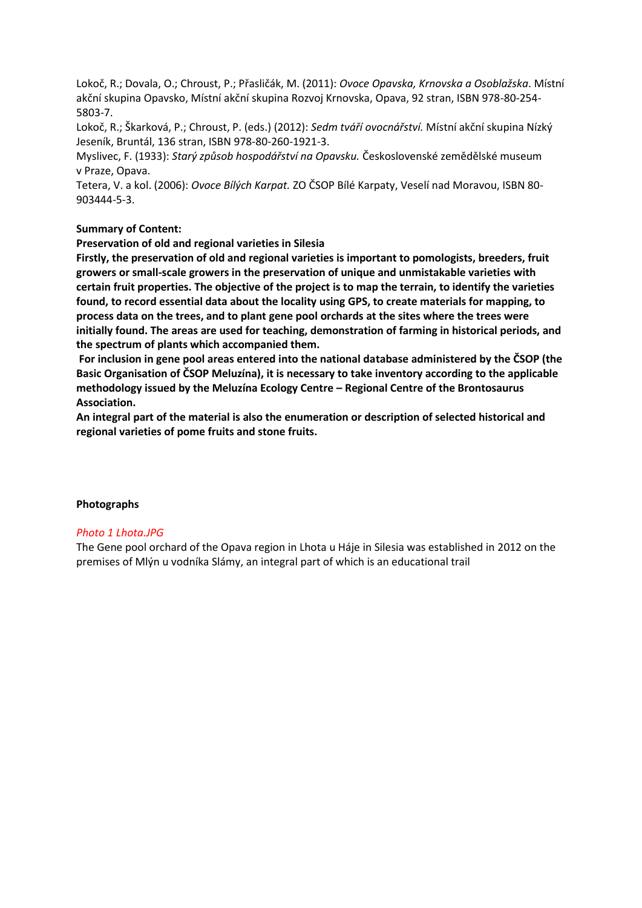Lokoč, R.; Dovala, O.; Chroust, P.; Přasličák, M. (2011): *Ovoce Opavska, Krnovska a Osoblažska*. Místní akční skupina Opavsko, Místní akční skupina Rozvoj Krnovska, Opava, 92 stran, ISBN 978-80-254-5803-7.

Lokoč, R.; Škarková, P.; Chroust, P. (eds.) (2012): *Sedm tváří ovocnářství.* Místní akční skupina Nízký Jeseník, Bruntál, 136 stran, ISBN 978-80-260-1921-3.

Myslivec, F. (1933): *Starý způsob hospodářství na Opavsku.* Československé zemědělské museum v Praze, Opava.

Tetera, V. a kol. (2006): *Ovoce Bílých Karpat.* ZO ČSOP Bílé Karpaty, Veselí nad Moravou, ISBN 80-903444-5-3.

**Summary of Content:**

**Preservation of old and regional varieties in Silesia**

**Firstly, the preservation of old and regional varieties is important to pomologists, breeders, fruit growers or small-scale growers in the preservation of unique and unmistakable varieties with certain fruit properties. The objective of the project is to map the terrain, to identify the varieties found, to record essential data about the locality using GPS, to create materials for mapping, to process data on the trees, and to plant gene pool orchards at the sites where the trees were initially found. The areas are used for teaching, demonstration of farming in historical periods, and the spectrum of plants which accompanied them.**

**For inclusion in gene pool areas entered into the national database administered by the ČSOP (the Basic Organisation of ČSOP Meluzína), it is necessary to take inventory according to the applicable methodology issued by the Meluzína Ecology Centre – Regional Centre of the Brontosaurus Association.**

**An integral part of the material is also the enumeration or description of selected historical and regional varieties of pome fruits and stone fruits.**

**Photographs**

*Photo 1 Lhota.JPG*

The Gene pool orchard of the Opava region in Lhota u Háje in Silesia was established in 2012 on the premises of Mlýn u vodníka Slámy, an integral part of which is an educational trail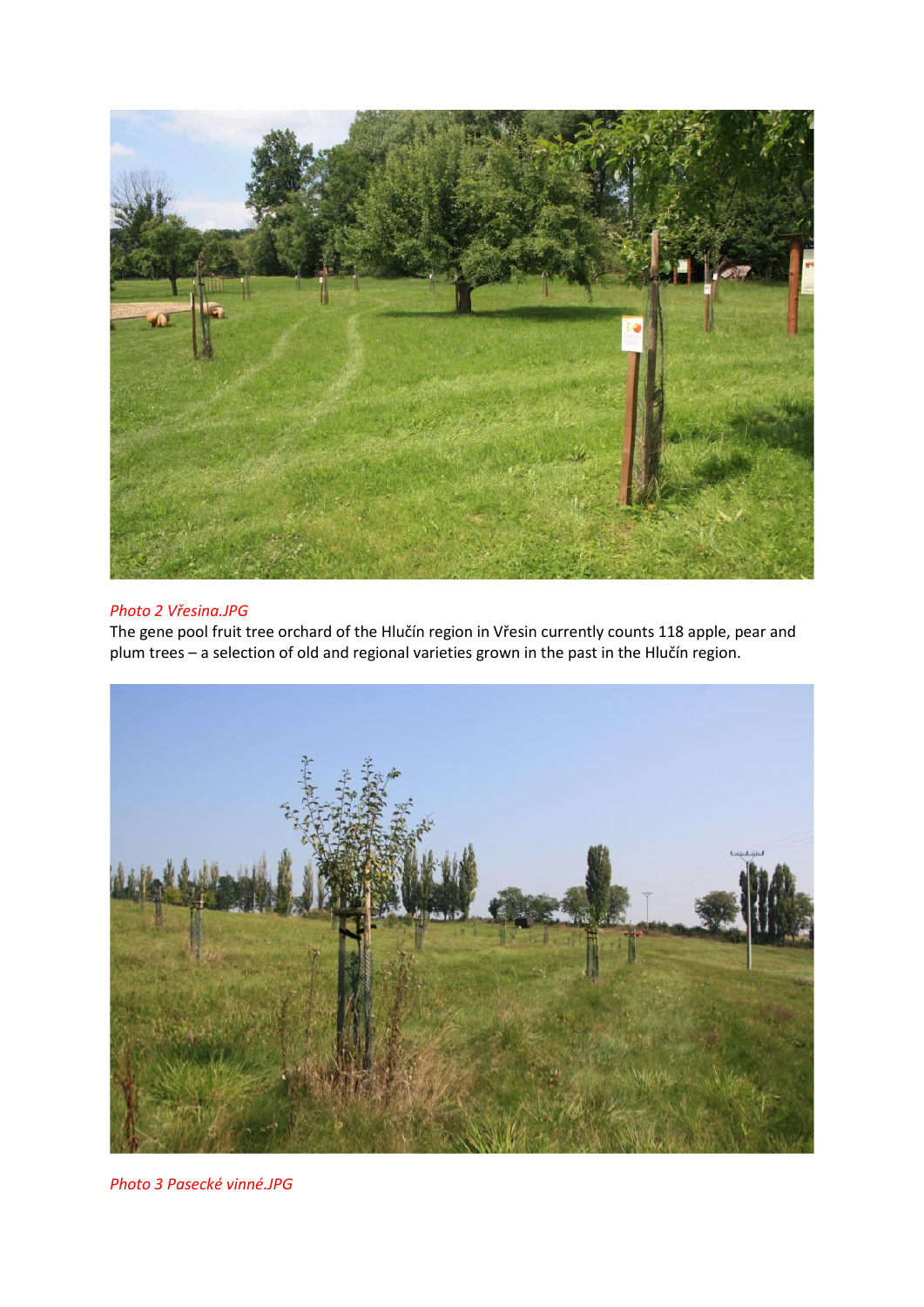*Photo 2 Vřesina.JPG*

The gene pool fruit tree orchard of the Hlučín region in Vřesin currently counts 118 apple, pear and plum trees – a selection of old and regional varieties grown in the past in the Hlučín region.

*Photo 3 Pasecké vinné.JPG*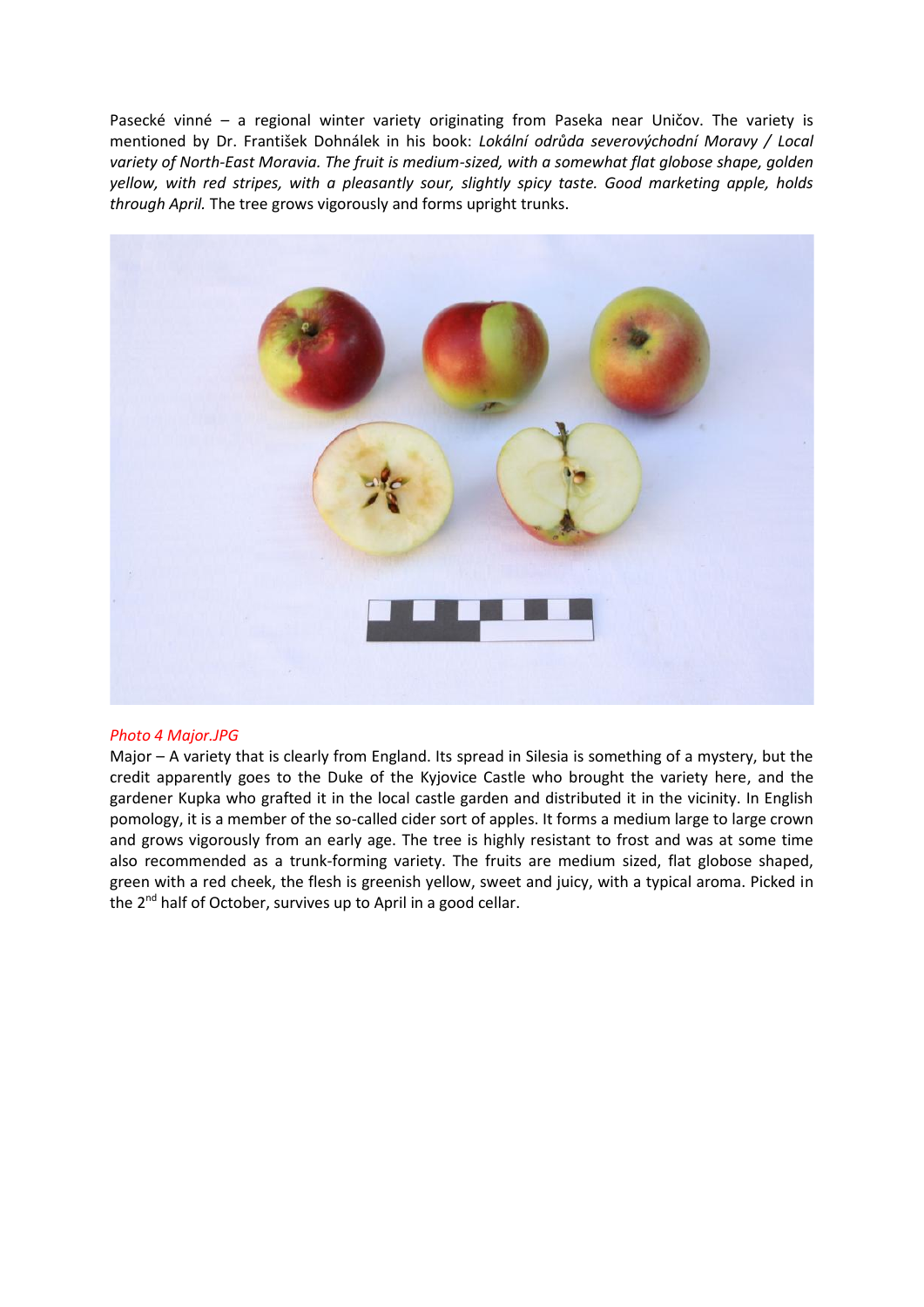Pasecké vinné – a regional winter variety originating from Paseka near Uničov. The variety is mentioned by Dr. František Dohnálek in his book: *Lokální odrůda severovýchodní Moravy / Local variety of North-East Moravia. The fruit is medium-sized, with a somewhat flat globose shape, golden yellow, with red stripes, with a pleasantly sour, slightly spicy taste. Good marketing apple, holds through April.* The tree grows vigorously and forms upright trunks.

*Photo 4 Major.JPG*

Major – A variety that is clearly from England. Its spread in Silesia is something of a mystery, but the credit apparently goes to the Duke of the Kyjovice Castle who brought the variety here, and the gardener Kupka who grafted it in the local castle garden and distributed it in the vicinity. In English pomology, it is a member of the so-called cider sort of apples. It forms a medium large to large crown and grows vigorously from an early age. The tree is highly resistant to frost and was at some time also recommended as a trunk-forming variety. The fruits are medium sized, flat globose shaped, green with a red cheek, the flesh is greenish yellow, sweet and juicy, with a typical aroma. Picked in the 2nd half of October, survives up to April in a good cellar.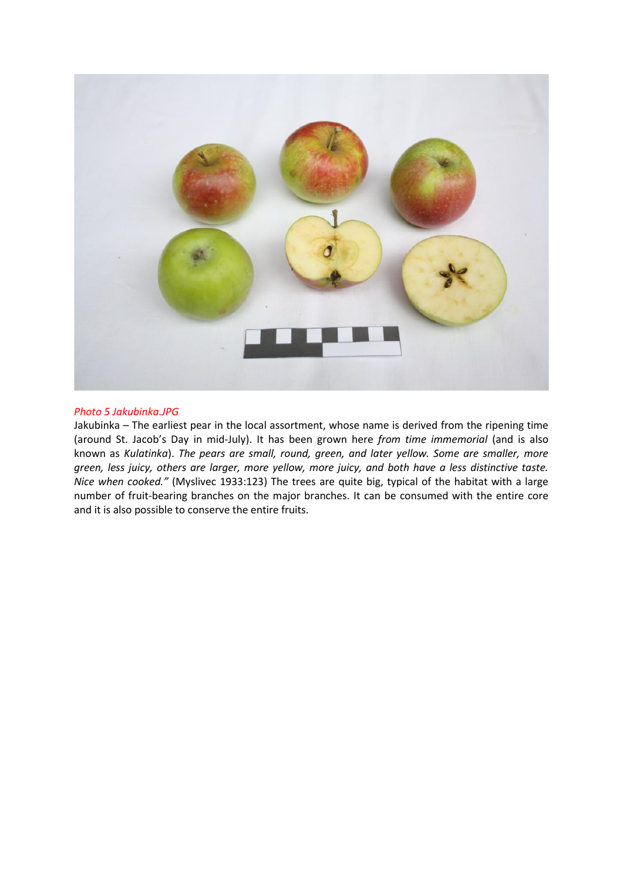*Photo 5 Jakubinka.JPG*

Jakubinka – The earliest pear in the local assortment, whose name is derived from the ripening time (around St. Jacob's Day in mid-July). It has been grown here *from time immemorial* (and is also known as *Kulatinka*). *The pears are small, round, green, and later yellow. Some are smaller, more green, less juicy, others are larger, more yellow, more juicy, and both have a less distinctive taste. Nice when cooked."* (Myslivec 1933:123) The trees are quite big, typical of the habitat with a large number of fruit-bearing branches on the major branches. It can be consumed with the entire core and it is also possible to conserve the entire fruits.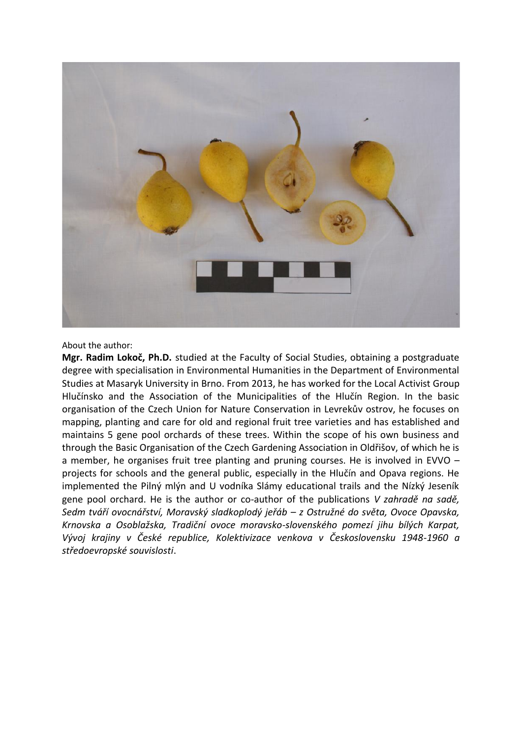About the author:

**Mgr. Radim Lokoč, Ph.D.** studied at the Faculty of Social Studies, obtaining a postgraduate degree with specialisation in Environmental Humanities in the Department of Environmental Studies at Masaryk University in Brno. From 2013, he has worked for the Local Activist Group Hlučínsko and the Association of the Municipalities of the Hlučín Region. In the basic organisation of the Czech Union for Nature Conservation in Levrekův ostrov, he focuses on mapping, planting and care for old and regional fruit tree varieties and has established and maintains 5 gene pool orchards of these trees. Within the scope of his own business and through the Basic Organisation of the Czech Gardening Association in Oldřišov, of which he is a member, he organises fruit tree planting and pruning courses. He is involved in EVVO – projects for schools and the general public, especially in the Hlučín and Opava regions. He implemented the Pilný mlýn and U vodníka Slámy educational trails and the Nízký Jeseník gene pool orchard. He is the author or co-author of the publications *V zahradě na sadě, Sedm tváří ovocnářství, Moravský sladkoplodý jeřáb – z Ostružné do světa, Ovoce Opavska, Krnovska a Osoblažska, Tradiční ovoce moravsko-slovenského pomezí jihu bílých Karpat, Vývoj krajiny v České republice, Kolektivizace venkova v Československu 1948-1960 a středoevropské souvislosti*.